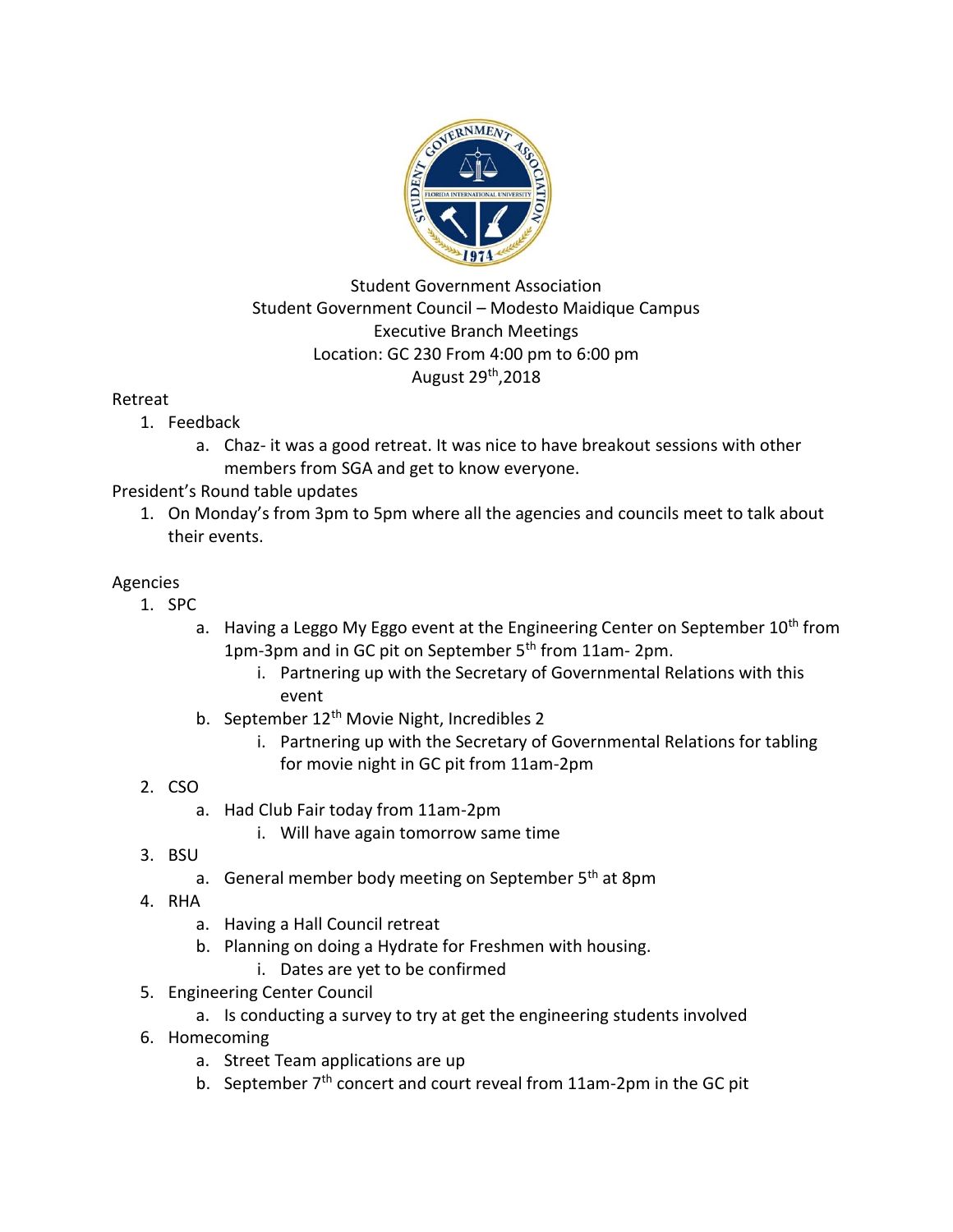Student Government Association
Student Government Council – Modesto Maidique Campus
Executive Branch Meetings
Location: GC 230 From 4:00 pm to 6:00 pm
August 29th,2018

Retreat

1. Feedback
   a. Chaz- it was a good retreat. It was nice to have breakout sessions with other members from SGA and get to know everyone.

President's Round table updates

1. On Monday's from 3pm to 5pm where all the agencies and councils meet to talk about their events.

Agencies

1. SPC
   a. Having a Leggo My Eggo event at the Engineering Center on September 10th from 1pm-3pm and in GC pit on September 5th from 11am- 2pm.
      i. Partnering up with the Secretary of Governmental Relations with this event
   b. September 12th Movie Night, Incredibles 2
      i. Partnering up with the Secretary of Governmental Relations for tabling for movie night in GC pit from 11am-2pm
2. CSO
   a. Had Club Fair today from 11am-2pm
      i. Will have again tomorrow same time
3. BSU
   a. General member body meeting on September 5th at 8pm
4. RHA
   a. Having a Hall Council retreat
   b. Planning on doing a Hydrate for Freshmen with housing.
      i. Dates are yet to be confirmed
5. Engineering Center Council
   a. Is conducting a survey to try at get the engineering students involved
6. Homecoming
   a. Street Team applications are up
   b. September 7th concert and court reveal from 11am-2pm in the GC pit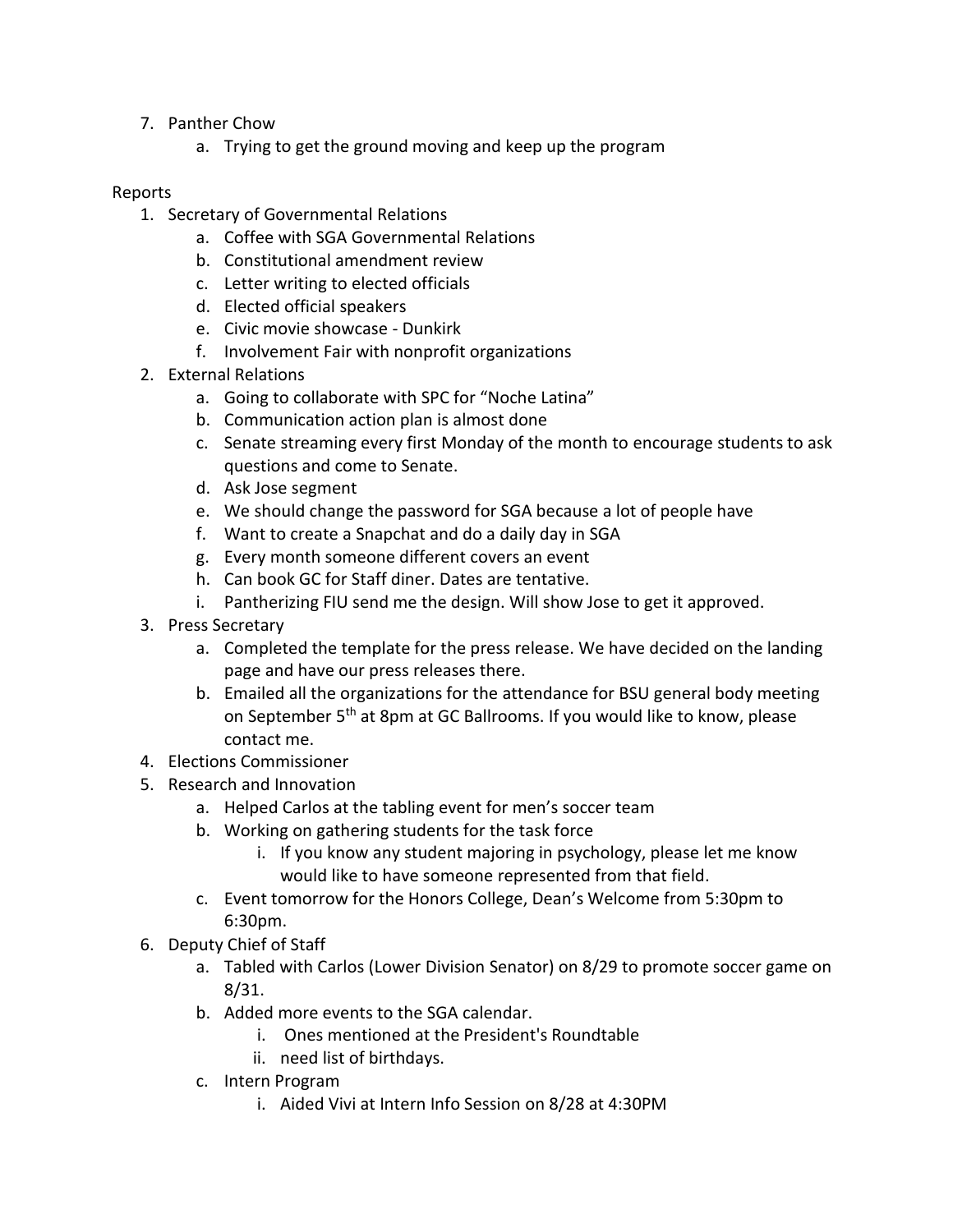7. Panther Chow
    a. Trying to get the ground moving and keep up the program

Reports

1. Secretary of Governmental Relations
    a. Coffee with SGA Governmental Relations
    b. Constitutional amendment review
    c. Letter writing to elected officials
    d. Elected official speakers
    e. Civic movie showcase - Dunkirk
    f. Involvement Fair with nonprofit organizations
2. External Relations
    a. Going to collaborate with SPC for "Noche Latina"
    b. Communication action plan is almost done
    c. Senate streaming every first Monday of the month to encourage students to ask questions and come to Senate.
    d. Ask Jose segment
    e. We should change the password for SGA because a lot of people have
    f. Want to create a Snapchat and do a daily day in SGA
    g. Every month someone different covers an event
    h. Can book GC for Staff diner. Dates are tentative.
    i. Pantherizing FIU send me the design. Will show Jose to get it approved.
3. Press Secretary
    a. Completed the template for the press release. We have decided on the landing page and have our press releases there.
    b. Emailed all the organizations for the attendance for BSU general body meeting on September 5th at 8pm at GC Ballrooms. If you would like to know, please contact me.
4. Elections Commissioner
5. Research and Innovation
    a. Helped Carlos at the tabling event for men's soccer team
    b. Working on gathering students for the task force
        i. If you know any student majoring in psychology, please let me know would like to have someone represented from that field.
    c. Event tomorrow for the Honors College, Dean's Welcome from 5:30pm to 6:30pm.
6. Deputy Chief of Staff
    a. Tabled with Carlos (Lower Division Senator) on 8/29 to promote soccer game on 8/31.
    b. Added more events to the SGA calendar.
        i. Ones mentioned at the President's Roundtable
        ii. need list of birthdays.
    c. Intern Program
        i. Aided Vivi at Intern Info Session on 8/28 at 4:30PM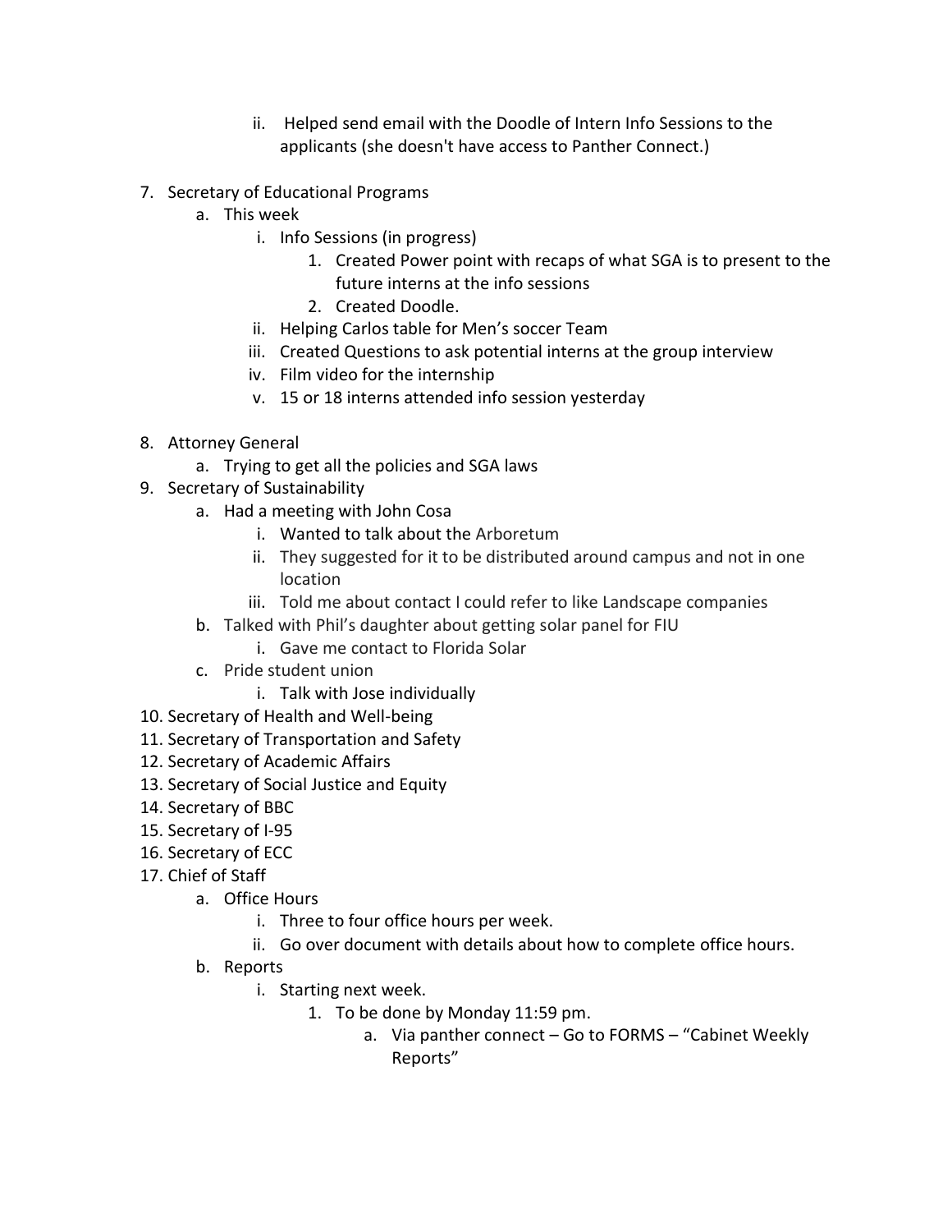- ii. Helped send email with the Doodle of Intern Info Sessions to the applicants (she doesn't have access to Panther Connect.)

7. Secretary of Educational Programs
   - a. This week
     - i. Info Sessions (in progress)
       1. Created Power point with recaps of what SGA is to present to the future interns at the info sessions
       2. Created Doodle.
     - ii. Helping Carlos table for Men's soccer Team
     - iii. Created Questions to ask potential interns at the group interview
     - iv. Film video for the internship
     - v. 15 or 18 interns attended info session yesterday

8. Attorney General
   - a. Trying to get all the policies and SGA laws
9. Secretary of Sustainability
   - a. Had a meeting with John Cosa
     - i. Wanted to talk about the Arboretum
     - ii. They suggested for it to be distributed around campus and not in one location
     - iii. Told me about contact I could refer to like Landscape companies
   - b. Talked with Phil's daughter about getting solar panel for FIU
     - i. Gave me contact to Florida Solar
   - c. Pride student union
     - i. Talk with Jose individually
10. Secretary of Health and Well-being
11. Secretary of Transportation and Safety
12. Secretary of Academic Affairs
13. Secretary of Social Justice and Equity
14. Secretary of BBC
15. Secretary of I-95
16. Secretary of ECC
17. Chief of Staff
   - a. Office Hours
     - i. Three to four office hours per week.
     - ii. Go over document with details about how to complete office hours.
   - b. Reports
     - i. Starting next week.
       1. To be done by Monday 11:59 pm.
          - a. Via panther connect – Go to FORMS – "Cabinet Weekly Reports"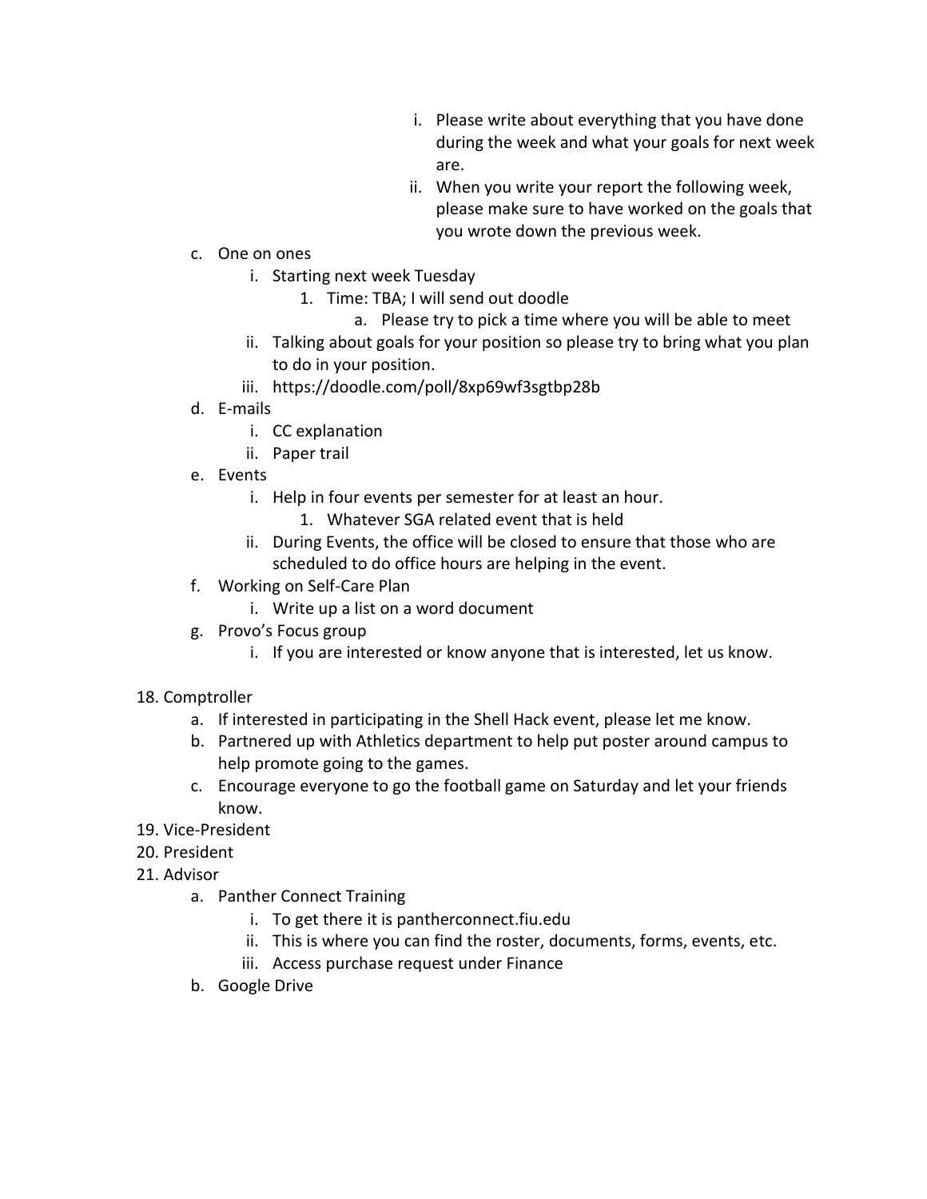i. Please write about everything that you have done during the week and what your goals for next week are.
        ii. When you write your report the following week, please make sure to have worked on the goals that you wrote down the previous week.

    c. One on ones
        i. Starting next week Tuesday
            1. Time: TBA; I will send out doodle
                a. Please try to pick a time where you will be able to meet
        ii. Talking about goals for your position so please try to bring what you plan to do in your position.
        iii. https://doodle.com/poll/8xp69wf3sgtbp28b
    d. E-mails
        i. CC explanation
        ii. Paper trail
    e. Events
        i. Help in four events per semester for at least an hour.
            1. Whatever SGA related event that is held
        ii. During Events, the office will be closed to ensure that those who are scheduled to do office hours are helping in the event.
    f. Working on Self-Care Plan
        i. Write up a list on a word document
    g. Provo's Focus group
        i. If you are interested or know anyone that is interested, let us know.

18. Comptroller
    a. If interested in participating in the Shell Hack event, please let me know.
    b. Partnered up with Athletics department to help put poster around campus to help promote going to the games.
    c. Encourage everyone to go the football game on Saturday and let your friends know.
19. Vice-President
20. President
21. Advisor
    a. Panther Connect Training
        i. To get there it is pantherconnect.fiu.edu
        ii. This is where you can find the roster, documents, forms, events, etc.
        iii. Access purchase request under Finance
    b. Google Drive